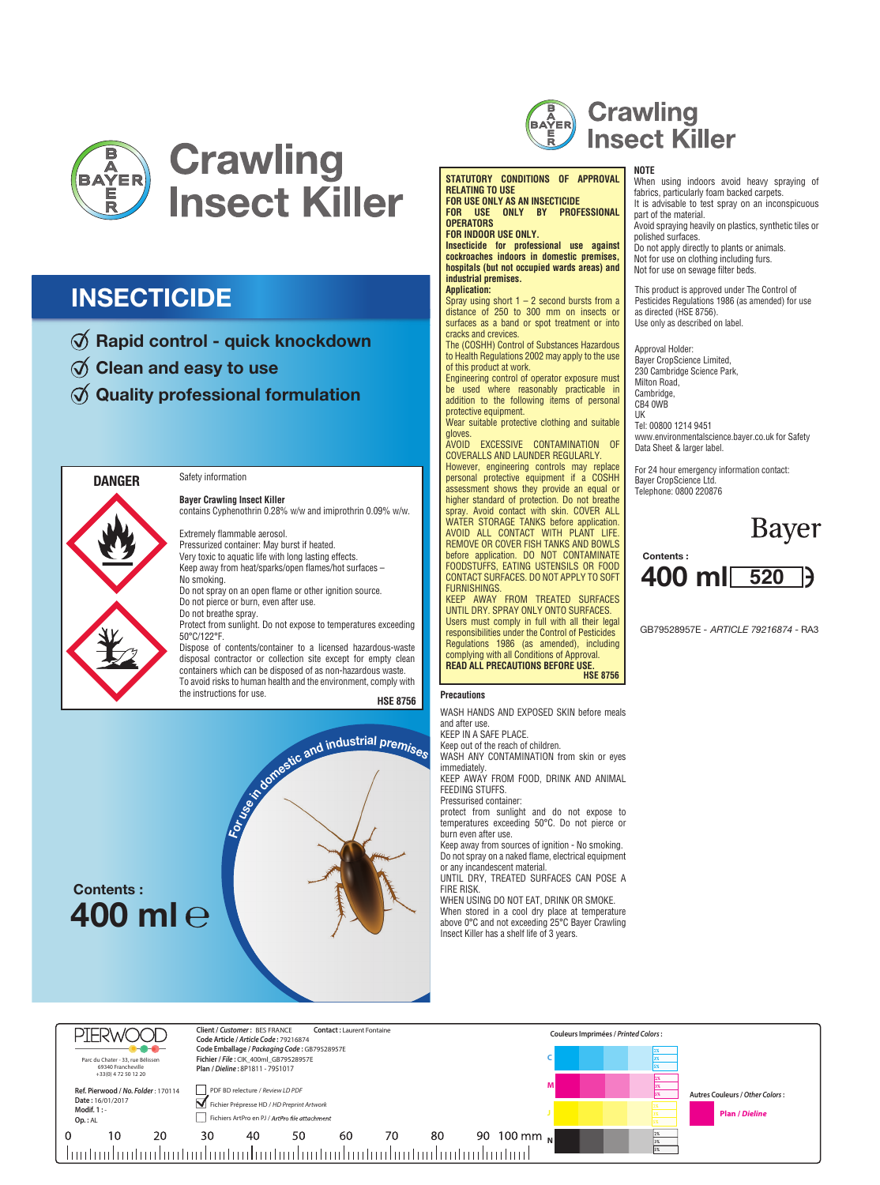# Crawling Insect Killer

## INSECTICIDE

- Rapid control - quick knockdown
- Clean and easy to use
- Quality professional formulation

**DANGER**

Safety information

**Bayer Crawling Insect Killer**
contains Cyphenothrin 0.28% w/w and imiprothrin 0.09% w/w.

Extremely flammable aerosol.
Pressurized container: May burst if heated.
Very toxic to aquatic life with long lasting effects.
Keep away from heat/sparks/open flames/hot surfaces – No smoking.
Do not spray on an open flame or other ignition source.
Do not pierce or burn, even after use.
Do not breathe spray.
Protect from sunlight. Do not expose to temperatures exceeding 50°C/122°F.
Dispose of contents/container to a licensed hazardous-waste disposal contractor or collection site except for empty clean containers which can be disposed of as non-hazardous waste.
To avoid risks to human health and the environment, comply with the instructions for use.

**HSE 8756**

For use in domestic and industrial premises

**Contents :**
**400 ml ℮**

# Crawling Insect Killer

**STATUTORY CONDITIONS OF APPROVAL RELATING TO USE**
**FOR USE ONLY AS AN INSECTICIDE**
**FOR USE ONLY BY PROFESSIONAL OPERATORS**
**FOR INDOOR USE ONLY.**
**Insecticide for professional use against cockroaches indoors in domestic premises, hospitals (but not occupied wards areas) and industrial premises.**
**Application:**
Spray using short 1 – 2 second bursts from a distance of 250 to 300 mm on insects or surfaces as a band or spot treatment or into cracks and crevices.
The (COSHH) Control of Substances Hazardous to Health Regulations 2002 may apply to the use of this product at work.
Engineering control of operator exposure must be used where reasonably practicable in addition to the following items of personal protective equipment.
Wear suitable protective clothing and suitable gloves.
AVOID EXCESSIVE CONTAMINATION OF COVERALLS AND LAUNDER REGULARLY.
However, engineering controls may replace personal protective equipment if a COSHH assessment shows they provide an equal or higher standard of protection. Do not breathe spray. Avoid contact with skin. COVER ALL WATER STORAGE TANKS before application. AVOID ALL CONTACT WITH PLANT LIFE. REMOVE OR COVER FISH TANKS AND BOWLS before application. DO NOT CONTAMINATE FOODSTUFFS, EATING USTENSILS OR FOOD CONTACT SURFACES. DO NOT APPLY TO SOFT FURNISHINGS.
KEEP AWAY FROM TREATED SURFACES UNTIL DRY. SPRAY ONLY ONTO SURFACES.
Users must comply in full with all their legal responsibilities under the Control of Pesticides Regulations 1986 (as amended), including complying with all Conditions of Approval.
**READ ALL PRECAUTIONS BEFORE USE.**
**HSE 8756**

**Precautions**

WASH HANDS AND EXPOSED SKIN before meals and after use.
KEEP IN A SAFE PLACE.
Keep out of the reach of children.
WASH ANY CONTAMINATION from skin or eyes immediately.
KEEP AWAY FROM FOOD, DRINK AND ANIMAL FEEDING STUFFS.
Pressurised container:
protect from sunlight and do not expose to temperatures exceeding 50°C. Do not pierce or burn even after use.
Keep away from sources of ignition - No smoking.
Do not spray on a naked flame, electrical equipment or any incandescent material.
UNTIL DRY, TREATED SURFACES CAN POSE A FIRE RISK.
WHEN USING DO NOT EAT, DRINK OR SMOKE.
When stored in a cool dry place at temperature above 0°C and not exceeding 25°C Bayer Crawling Insect Killer has a shelf life of 3 years.

**NOTE**
When using indoors avoid heavy spraying of fabrics, particularly foam backed carpets.
It is advisable to test spray on an inconspicuous part of the material.
Avoid spraying heavily on plastics, synthetic tiles or polished surfaces.
Do not apply directly to plants or animals.
Not for use on clothing including furs.
Not for use on sewage filter beds.

This product is approved under The Control of Pesticides Regulations 1986 (as amended) for use as directed (HSE 8756).
Use only as described on label.

Approval Holder:
Bayer CropScience Limited,
230 Cambridge Science Park,
Milton Road,
Cambridge,
CB4 0WB
UK
Tel: 00800 1214 9451
www.environmentalscience.bayer.co.uk for Safety Data Sheet & larger label.

For 24 hour emergency information contact:
Bayer CropScience Ltd.
Telephone: 0800 220876

Bayer

**Contents :**
**400 ml** 520 ℮

GB79528957E - *ARTICLE 79216874* - RA3

PIERWOOD
Parc du Chater - 33, rue Bélisson
69340 Francheville
+33(0) 4 72 50 12 20

Ref. Pierwood / *No. Folder* : 170114
Date : 16/01/2017
Modif. 1 : -
Op. : AL

Client / *Customer* : BES FRANCE    Contact : Laurent Fontaine
Code Article / *Article Code* : 79216874
Code Emballage / *Packaging Code* : GB79528957E
Fichier / *File* : CIK_400ml_GB79528957E
Plan / *Dieline* : 8P1811 - 7951017

- [ ] PDF BD relecture / *Review LD PDF*
- [x] Fichier Prépresse HD / *HD Preprint Artwork*
- [ ] Fichiers ArtPro en PJ / *ArtPro file attachment*

Couleurs Imprimées / *Printed Colors* :
C, M, J, N

Autres Couleurs / *Other Colors* :
Plan / *Dieline*

0 10 20 30 40 50 60 70 80 90 100 mm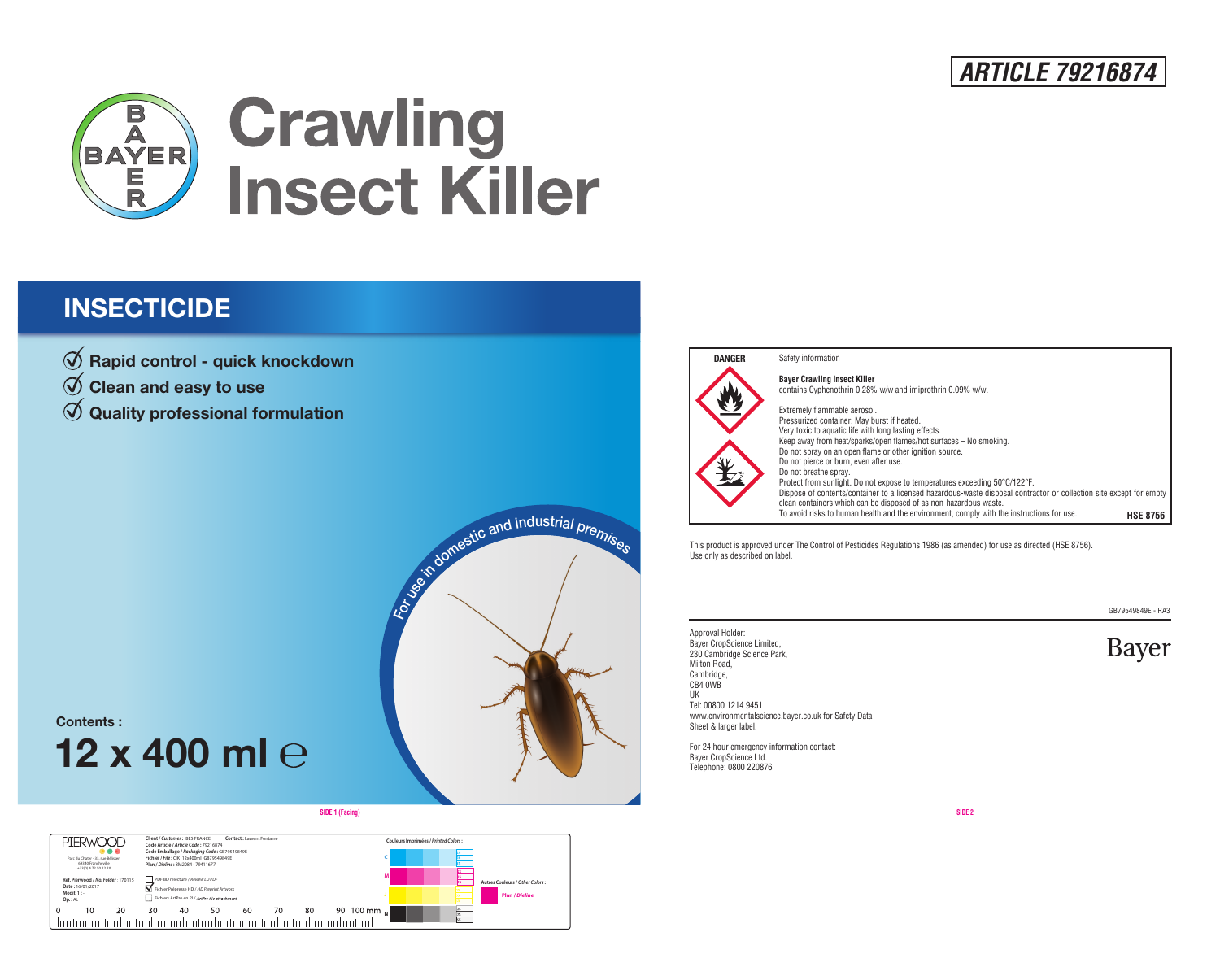**ARTICLE 79216874**

BAYER

# Crawling Insect Killer

## INSECTICIDE

- Rapid control - quick knockdown
- Clean and easy to use
- Quality professional formulation

For use in domestic and industrial premises

**Contents :**

# 12 x 400 ml ℮

SIDE 1 (Facing)

| DANGER | Safety information |
|---|---|
| | **Bayer Crawling Insect Killer** contains Cyphenothrin 0.28% w/w and imiprothrin 0.09% w/w. |
| | Extremely flammable aerosol. Pressurized container: May burst if heated. Very toxic to aquatic life with long lasting effects. Keep away from heat/sparks/open flames/hot surfaces – No smoking. Do not spray on an open flame or other ignition source. Do not pierce or burn, even after use. Do not breathe spray. Protect from sunlight. Do not expose to temperatures exceeding 50°C/122°F. Dispose of contents/container to a licensed hazardous-waste disposal contractor or collection site except for empty clean containers which can be disposed of as non-hazardous waste. To avoid risks to human health and the environment, comply with the instructions for use. **HSE 8756** |

This product is approved under The Control of Pesticides Regulations 1986 (as amended) for use as directed (HSE 8756).
Use only as described on label.

GB79549849E - RA3

Approval Holder:
Bayer CropScience Limited,
230 Cambridge Science Park,
Milton Road,
Cambridge,
CB4 0WB
UK
Tel: 00800 1214 9451
www.environmentalscience.bayer.co.uk for Safety Data Sheet & larger label.

Bayer

For 24 hour emergency information contact:
Bayer CropScience Ltd.
Telephone: 0800 220876

SIDE 2

PIERWOOD
Parc du Chater - 03, rue Bellevon
69340 Francheville
+33(0) 4 72 50 12 20

Client / Customer : BES FRANCE Contact : Laurent Fontaine
Code Article / Article Code : 79216874
Code Emballage / Packaging Code : GB79549849E
Fichier / File : CIK_12x400ml_GB79549849E
Plan / Dieline : 8M2084 - 79411677

Ref. Pierwood / No. Folder : 170115
Date : 16/01/2017
Modif. 1 : -
Op. : AL

PDF BD relecture / Review LD PDF
Fichier Prépresse HD / HD Preprint Artwork
Fichiers ArtPro en PJ / ArtPro file attachment

Couleurs Imprimées / Printed Colors :
C M J N

Autres Couleurs / Other Colors :
Plan / Dieline

0 10 20 30 40 50 60 70 80 90 100 mm